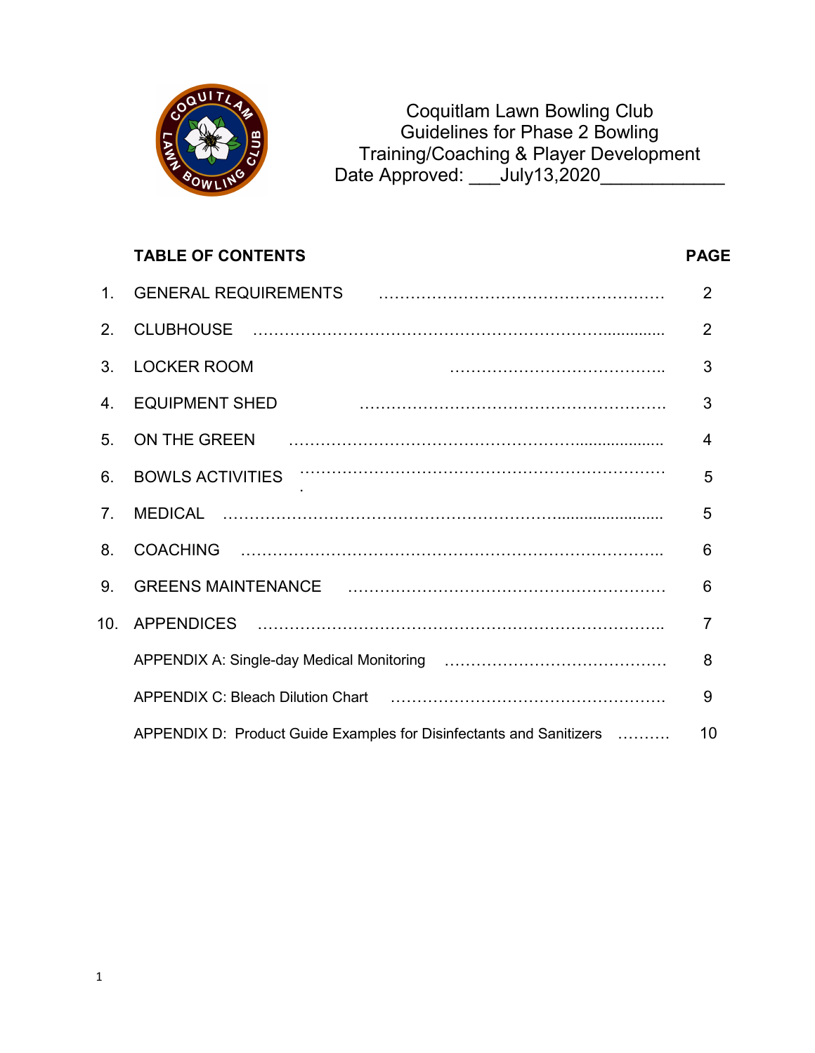# Coquitlam Lawn Bowling Club
## Guidelines for Phase 2 Bowling
## Training/Coaching & Player Development

Date Approved: ___July13,2020____________

| TABLE OF CONTENTS | | PAGE |
|---|---|---|
| 1. | GENERAL REQUIREMENTS | 2 |
| 2. | CLUBHOUSE | 2 |
| 3. | LOCKER ROOM | 3 |
| 4. | EQUIPMENT SHED | 3 |
| 5. | ON THE GREEN | 4 |
| 6. | BOWLS ACTIVITIES | 5 |
| 7. | MEDICAL | 5 |
| 8. | COACHING | 6 |
| 9. | GREENS MAINTENANCE | 6 |
| 10. | APPENDICES | 7 |
| | APPENDIX A: Single-day Medical Monitoring | 8 |
| | APPENDIX C: Bleach Dilution Chart | 9 |
| | APPENDIX D: Product Guide Examples for Disinfectants and Sanitizers | 10 |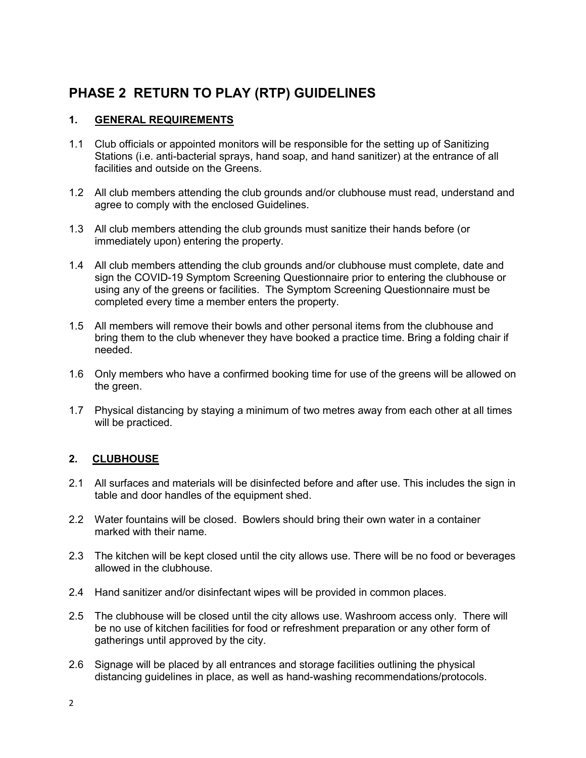# PHASE 2 RETURN TO PLAY (RTP) GUIDELINES

## 1. GENERAL REQUIREMENTS

1.1 Club officials or appointed monitors will be responsible for the setting up of Sanitizing Stations (i.e. anti-bacterial sprays, hand soap, and hand sanitizer) at the entrance of all facilities and outside on the Greens.

1.2 All club members attending the club grounds and/or clubhouse must read, understand and agree to comply with the enclosed Guidelines.

1.3 All club members attending the club grounds must sanitize their hands before (or immediately upon) entering the property.

1.4 All club members attending the club grounds and/or clubhouse must complete, date and sign the COVID-19 Symptom Screening Questionnaire prior to entering the clubhouse or using any of the greens or facilities. The Symptom Screening Questionnaire must be completed every time a member enters the property.

1.5 All members will remove their bowls and other personal items from the clubhouse and bring them to the club whenever they have booked a practice time. Bring a folding chair if needed.

1.6 Only members who have a confirmed booking time for use of the greens will be allowed on the green.

1.7 Physical distancing by staying a minimum of two metres away from each other at all times will be practiced.

## 2. CLUBHOUSE

2.1 All surfaces and materials will be disinfected before and after use. This includes the sign in table and door handles of the equipment shed.

2.2 Water fountains will be closed. Bowlers should bring their own water in a container marked with their name.

2.3 The kitchen will be kept closed until the city allows use. There will be no food or beverages allowed in the clubhouse.

2.4 Hand sanitizer and/or disinfectant wipes will be provided in common places.

2.5 The clubhouse will be closed until the city allows use. Washroom access only. There will be no use of kitchen facilities for food or refreshment preparation or any other form of gatherings until approved by the city.

2.6 Signage will be placed by all entrances and storage facilities outlining the physical distancing guidelines in place, as well as hand-washing recommendations/protocols.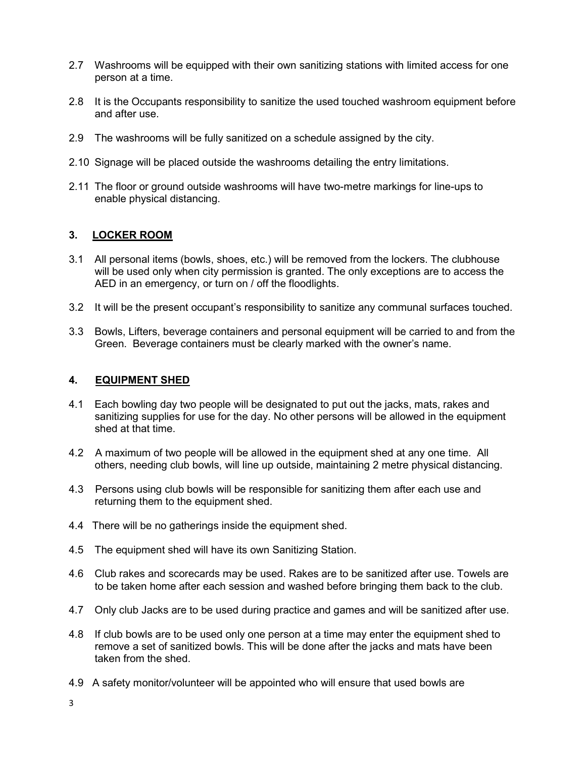2.7 Washrooms will be equipped with their own sanitizing stations with limited access for one person at a time.

2.8 It is the Occupants responsibility to sanitize the used touched washroom equipment before and after use.

2.9 The washrooms will be fully sanitized on a schedule assigned by the city.

2.10 Signage will be placed outside the washrooms detailing the entry limitations.

2.11 The floor or ground outside washrooms will have two-metre markings for line-ups to enable physical distancing.

## 3. LOCKER ROOM

3.1 All personal items (bowls, shoes, etc.) will be removed from the lockers. The clubhouse will be used only when city permission is granted. The only exceptions are to access the AED in an emergency, or turn on / off the floodlights.

3.2 It will be the present occupant's responsibility to sanitize any communal surfaces touched.

3.3 Bowls, Lifters, beverage containers and personal equipment will be carried to and from the Green. Beverage containers must be clearly marked with the owner's name.

## 4. EQUIPMENT SHED

4.1 Each bowling day two people will be designated to put out the jacks, mats, rakes and sanitizing supplies for use for the day. No other persons will be allowed in the equipment shed at that time.

4.2 A maximum of two people will be allowed in the equipment shed at any one time. All others, needing club bowls, will line up outside, maintaining 2 metre physical distancing.

4.3 Persons using club bowls will be responsible for sanitizing them after each use and returning them to the equipment shed.

4.4 There will be no gatherings inside the equipment shed.

4.5 The equipment shed will have its own Sanitizing Station.

4.6 Club rakes and scorecards may be used. Rakes are to be sanitized after use. Towels are to be taken home after each session and washed before bringing them back to the club.

4.7 Only club Jacks are to be used during practice and games and will be sanitized after use.

4.8 If club bowls are to be used only one person at a time may enter the equipment shed to remove a set of sanitized bowls. This will be done after the jacks and mats have been taken from the shed.

4.9 A safety monitor/volunteer will be appointed who will ensure that used bowls are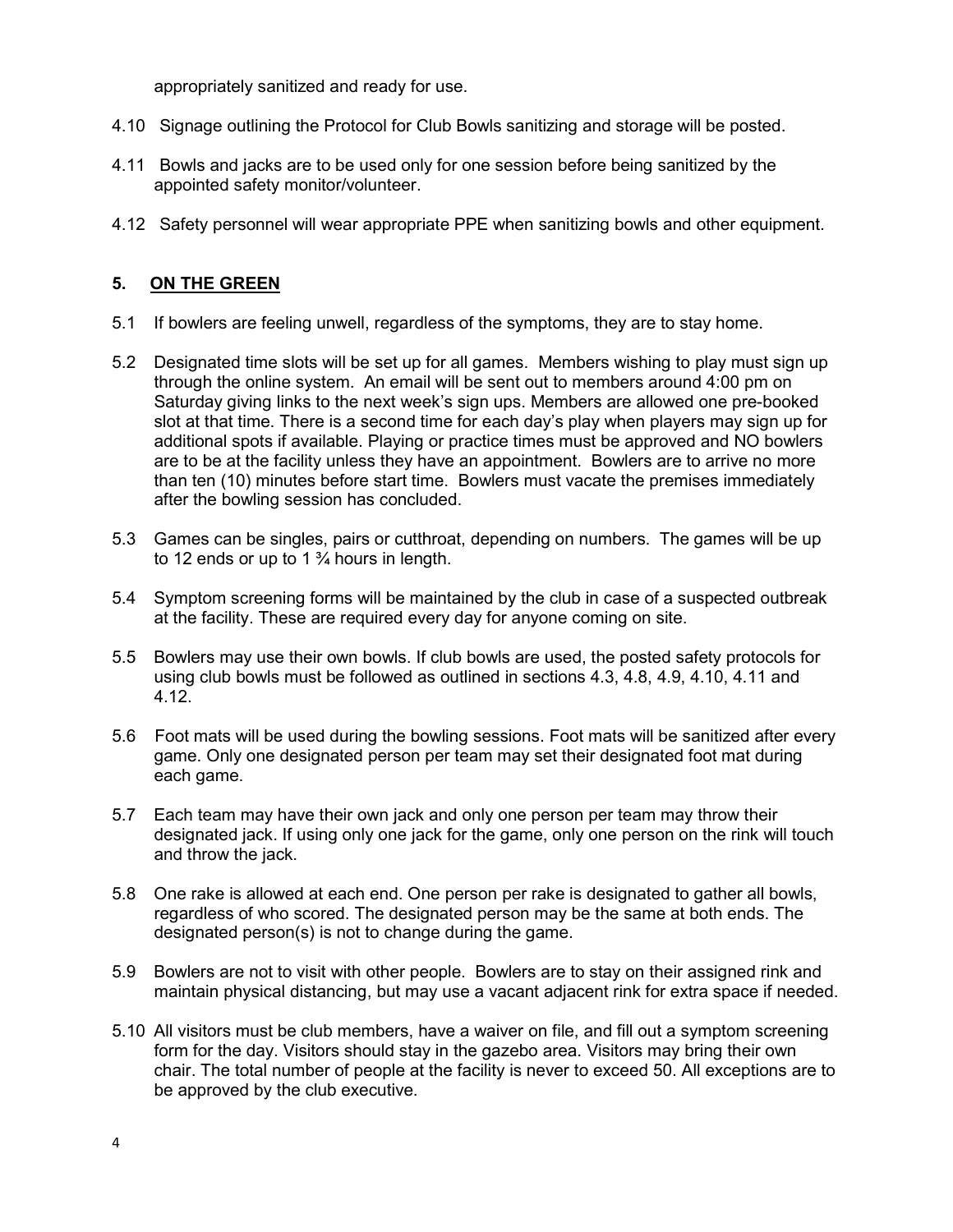appropriately sanitized and ready for use.

4.10 Signage outlining the Protocol for Club Bowls sanitizing and storage will be posted.

4.11 Bowls and jacks are to be used only for one session before being sanitized by the appointed safety monitor/volunteer.

4.12 Safety personnel will wear appropriate PPE when sanitizing bowls and other equipment.

## 5. <u>ON THE GREEN</u>

5.1 If bowlers are feeling unwell, regardless of the symptoms, they are to stay home.

5.2 Designated time slots will be set up for all games. Members wishing to play must sign up through the online system. An email will be sent out to members around 4:00 pm on Saturday giving links to the next week's sign ups. Members are allowed one pre-booked slot at that time. There is a second time for each day's play when players may sign up for additional spots if available. Playing or practice times must be approved and NO bowlers are to be at the facility unless they have an appointment. Bowlers are to arrive no more than ten (10) minutes before start time. Bowlers must vacate the premises immediately after the bowling session has concluded.

5.3 Games can be singles, pairs or cutthroat, depending on numbers. The games will be up to 12 ends or up to 1 ¾ hours in length.

5.4 Symptom screening forms will be maintained by the club in case of a suspected outbreak at the facility. These are required every day for anyone coming on site.

5.5 Bowlers may use their own bowls. If club bowls are used, the posted safety protocols for using club bowls must be followed as outlined in sections 4.3, 4.8, 4.9, 4.10, 4.11 and 4.12.

5.6 Foot mats will be used during the bowling sessions. Foot mats will be sanitized after every game. Only one designated person per team may set their designated foot mat during each game.

5.7 Each team may have their own jack and only one person per team may throw their designated jack. If using only one jack for the game, only one person on the rink will touch and throw the jack.

5.8 One rake is allowed at each end. One person per rake is designated to gather all bowls, regardless of who scored. The designated person may be the same at both ends. The designated person(s) is not to change during the game.

5.9 Bowlers are not to visit with other people. Bowlers are to stay on their assigned rink and maintain physical distancing, but may use a vacant adjacent rink for extra space if needed.

5.10 All visitors must be club members, have a waiver on file, and fill out a symptom screening form for the day. Visitors should stay in the gazebo area. Visitors may bring their own chair. The total number of people at the facility is never to exceed 50. All exceptions are to be approved by the club executive.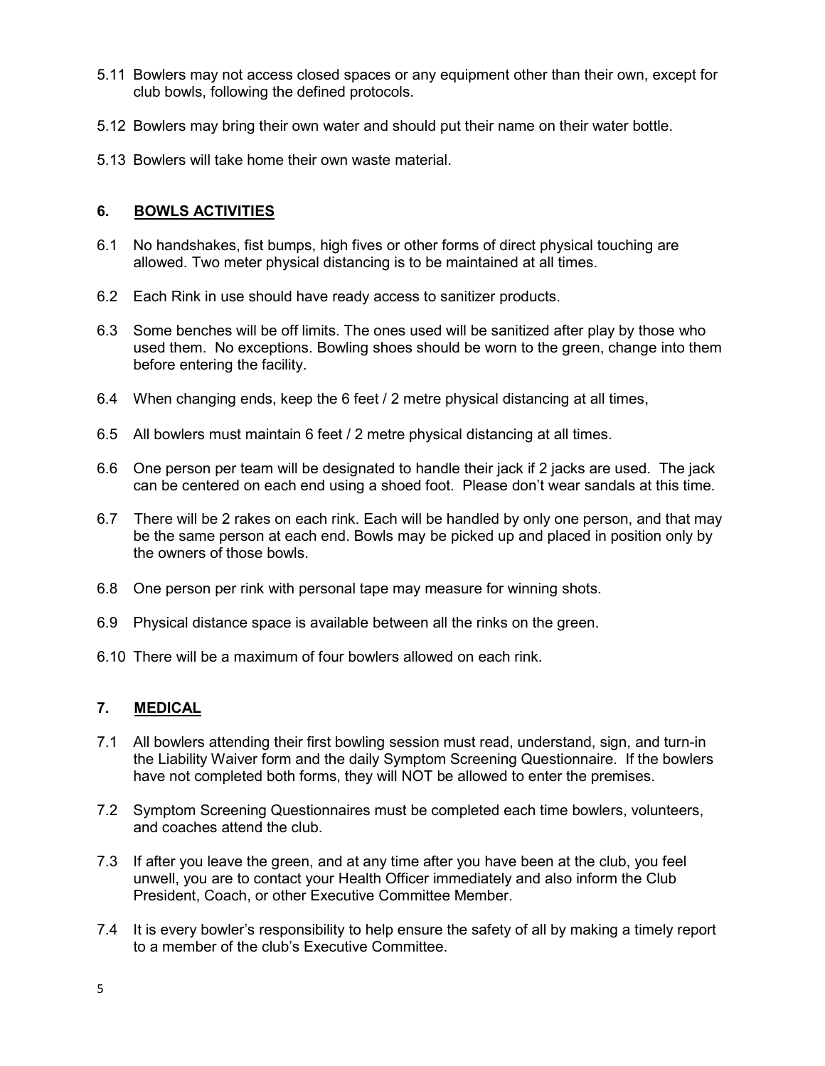5.11 Bowlers may not access closed spaces or any equipment other than their own, except for club bowls, following the defined protocols.

5.12 Bowlers may bring their own water and should put their name on their water bottle.

5.13 Bowlers will take home their own waste material.

## 6. BOWLS ACTIVITIES

6.1 No handshakes, fist bumps, high fives or other forms of direct physical touching are allowed. Two meter physical distancing is to be maintained at all times.

6.2 Each Rink in use should have ready access to sanitizer products.

6.3 Some benches will be off limits. The ones used will be sanitized after play by those who used them. No exceptions. Bowling shoes should be worn to the green, change into them before entering the facility.

6.4 When changing ends, keep the 6 feet / 2 metre physical distancing at all times,

6.5 All bowlers must maintain 6 feet / 2 metre physical distancing at all times.

6.6 One person per team will be designated to handle their jack if 2 jacks are used. The jack can be centered on each end using a shoed foot. Please don't wear sandals at this time.

6.7 There will be 2 rakes on each rink. Each will be handled by only one person, and that may be the same person at each end. Bowls may be picked up and placed in position only by the owners of those bowls.

6.8 One person per rink with personal tape may measure for winning shots.

6.9 Physical distance space is available between all the rinks on the green.

6.10 There will be a maximum of four bowlers allowed on each rink.

## 7. MEDICAL

7.1 All bowlers attending their first bowling session must read, understand, sign, and turn-in the Liability Waiver form and the daily Symptom Screening Questionnaire. If the bowlers have not completed both forms, they will NOT be allowed to enter the premises.

7.2 Symptom Screening Questionnaires must be completed each time bowlers, volunteers, and coaches attend the club.

7.3 If after you leave the green, and at any time after you have been at the club, you feel unwell, you are to contact your Health Officer immediately and also inform the Club President, Coach, or other Executive Committee Member.

7.4 It is every bowler's responsibility to help ensure the safety of all by making a timely report to a member of the club's Executive Committee.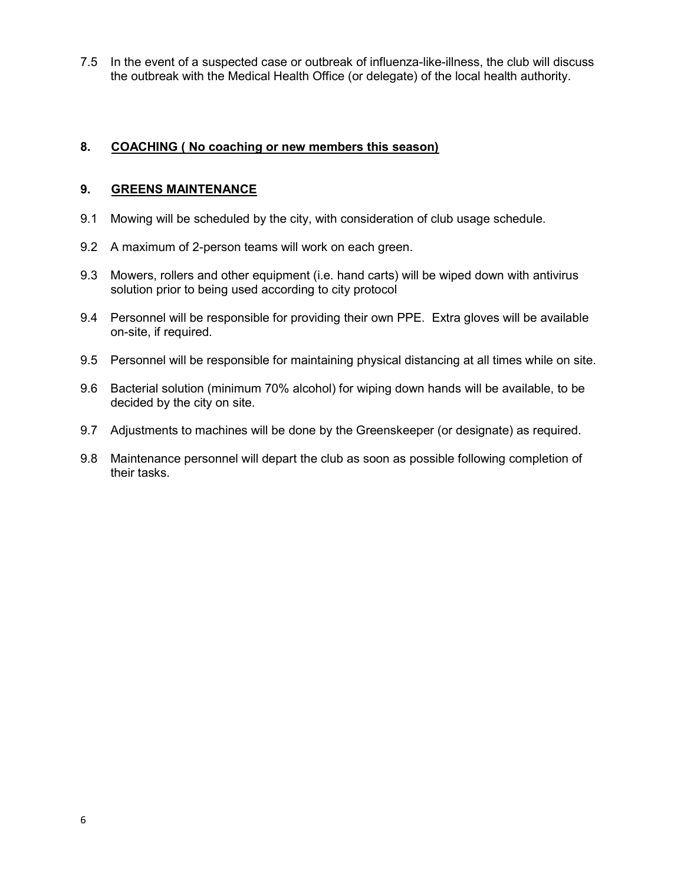7.5 In the event of a suspected case or outbreak of influenza-like-illness, the club will discuss the outbreak with the Medical Health Office (or delegate) of the local health authority.

## 8. COACHING ( No coaching or new members this season)

## 9. GREENS MAINTENANCE

9.1 Mowing will be scheduled by the city, with consideration of club usage schedule.

9.2 A maximum of 2-person teams will work on each green.

9.3 Mowers, rollers and other equipment (i.e. hand carts) will be wiped down with antivirus solution prior to being used according to city protocol

9.4 Personnel will be responsible for providing their own PPE. Extra gloves will be available on-site, if required.

9.5 Personnel will be responsible for maintaining physical distancing at all times while on site.

9.6 Bacterial solution (minimum 70% alcohol) for wiping down hands will be available, to be decided by the city on site.

9.7 Adjustments to machines will be done by the Greenskeeper (or designate) as required.

9.8 Maintenance personnel will depart the club as soon as possible following completion of their tasks.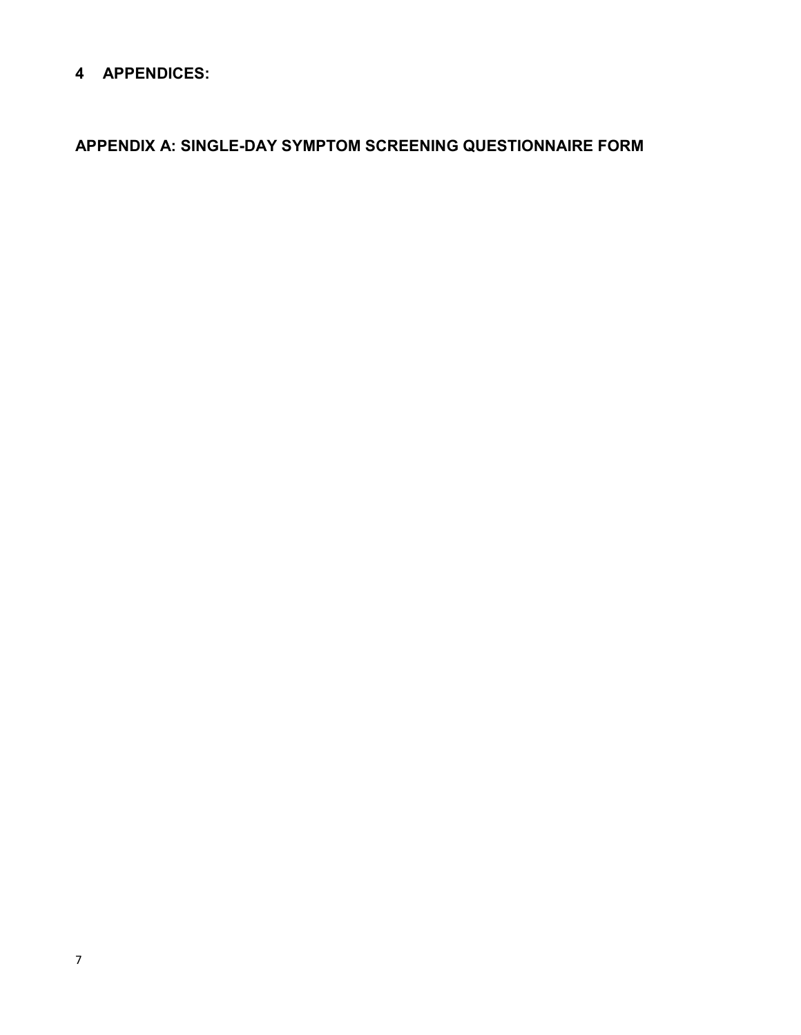# 4 APPENDICES:

## APPENDIX A: SINGLE-DAY SYMPTOM SCREENING QUESTIONNAIRE FORM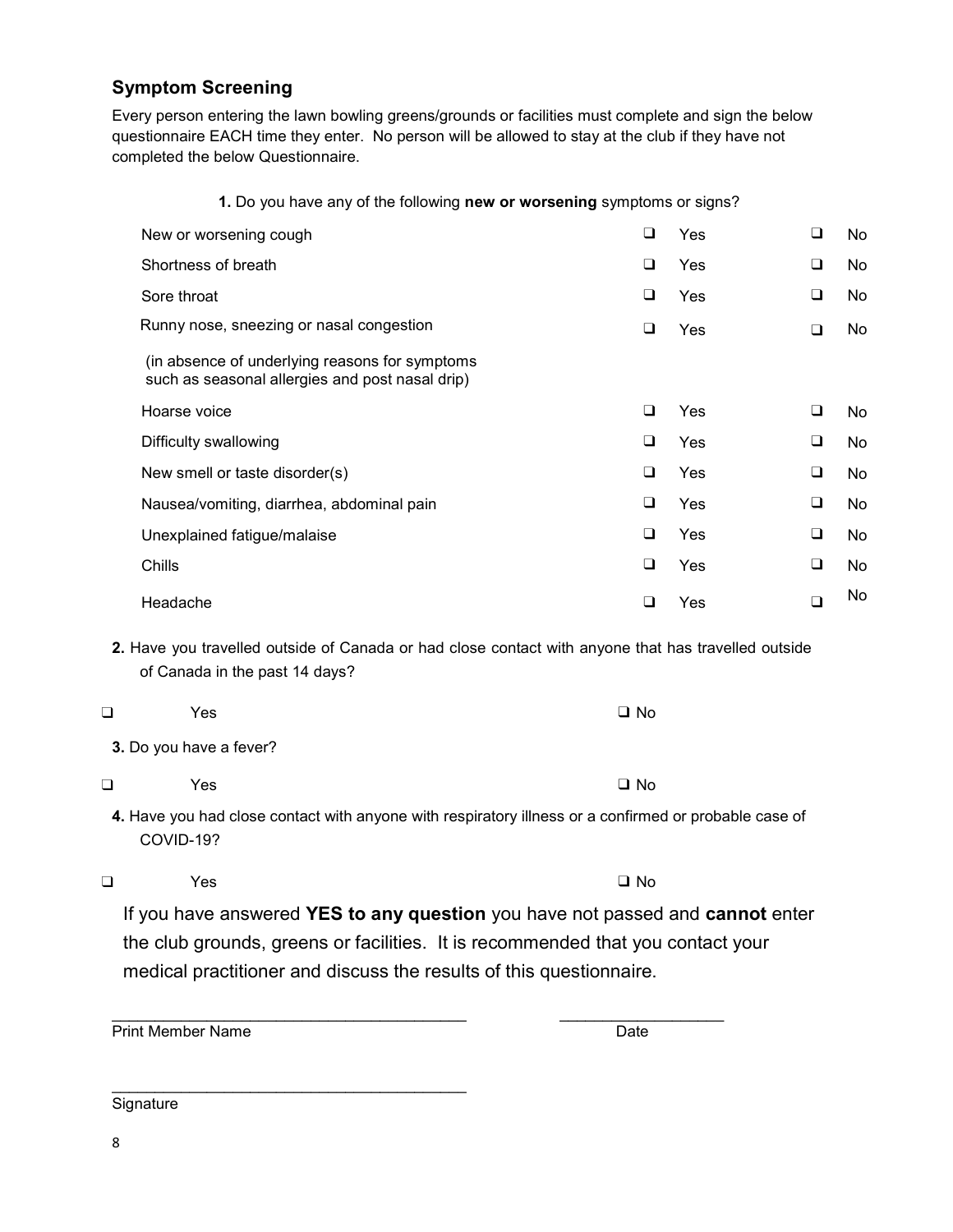## Symptom Screening

Every person entering the lawn bowling greens/grounds or facilities must complete and sign the below questionnaire EACH time they enter. No person will be allowed to stay at the club if they have not completed the below Questionnaire.

**1.** Do you have any of the following **new or worsening** symptoms or signs?

| | | |
|---|---|---|
| New or worsening cough | ❑ Yes | ❑ No |
| Shortness of breath | ❑ Yes | ❑ No |
| Sore throat | ❑ Yes | ❑ No |
| Runny nose, sneezing or nasal congestion (in absence of underlying reasons for symptoms such as seasonal allergies and post nasal drip) | ❑ Yes | ❑ No |
| Hoarse voice | ❑ Yes | ❑ No |
| Difficulty swallowing | ❑ Yes | ❑ No |
| New smell or taste disorder(s) | ❑ Yes | ❑ No |
| Nausea/vomiting, diarrhea, abdominal pain | ❑ Yes | ❑ No |
| Unexplained fatigue/malaise | ❑ Yes | ❑ No |
| Chills | ❑ Yes | ❑ No |
| Headache | ❑ Yes | ❑ No |

**2.** Have you travelled outside of Canada or had close contact with anyone that has travelled outside of Canada in the past 14 days?

❑ Yes ❑ No

**3.** Do you have a fever?

❑ Yes ❑ No

**4.** Have you had close contact with anyone with respiratory illness or a confirmed or probable case of COVID-19?

❑ Yes ❑ No

If you have answered **YES to any question** you have not passed and **cannot** enter the club grounds, greens or facilities. It is recommended that you contact your medical practitioner and discuss the results of this questionnaire.

\_\_\_\_\_\_\_\_\_\_\_\_\_\_\_\_\_\_\_\_\_\_\_\_\_\_\_\_\_\_\_\_\_\_\_\_\_\_\_\_ \_\_\_\_\_\_\_\_\_\_\_\_\_\_\_\_\_\_\_\_
Print Member Name Date

\_\_\_\_\_\_\_\_\_\_\_\_\_\_\_\_\_\_\_\_\_\_\_\_\_\_\_\_\_\_\_\_\_\_\_\_\_\_\_\_
Signature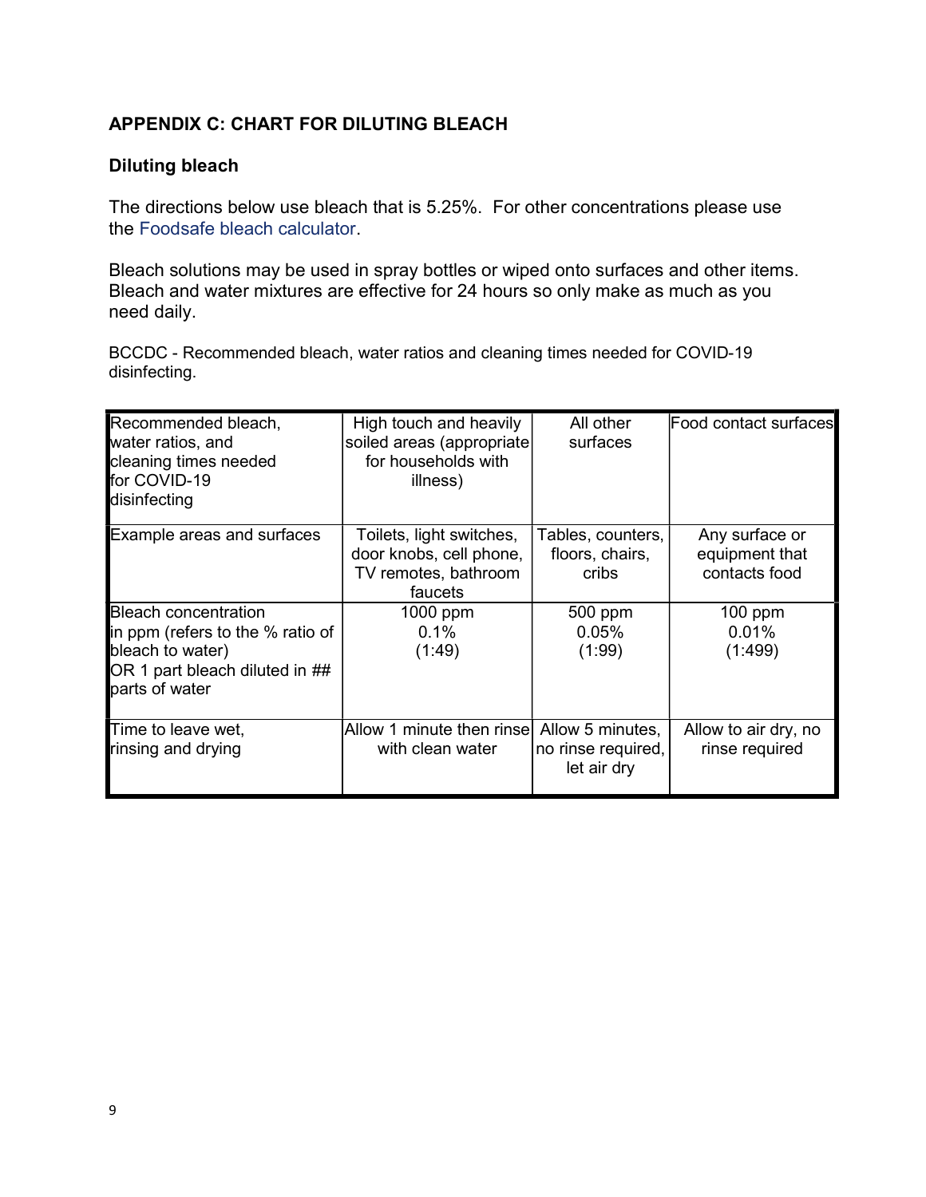## APPENDIX C: CHART FOR DILUTING BLEACH

### Diluting bleach

The directions below use bleach that is 5.25%. For other concentrations please use the Foodsafe bleach calculator.

Bleach solutions may be used in spray bottles or wiped onto surfaces and other items. Bleach and water mixtures are effective for 24 hours so only make as much as you need daily.

BCCDC - Recommended bleach, water ratios and cleaning times needed for COVID-19 disinfecting.

| Recommended bleach, water ratios, and cleaning times needed for COVID-19 disinfecting | High touch and heavily soiled areas (appropriate for households with illness) | All other surfaces | Food contact surfaces |
|---|---|---|---|
| Example areas and surfaces | Toilets, light switches, door knobs, cell phone, TV remotes, bathroom faucets | Tables, counters, floors, chairs, cribs | Any surface or equipment that contacts food |
| Bleach concentration in ppm (refers to the % ratio of bleach to water) OR 1 part bleach diluted in ## parts of water | 1000 ppm<br>0.1%<br>(1:49) | 500 ppm<br>0.05%<br>(1:99) | 100 ppm<br>0.01%<br>(1:499) |
| Time to leave wet, rinsing and drying | Allow 1 minute then rinse with clean water | Allow 5 minutes, no rinse required, let air dry | Allow to air dry, no rinse required |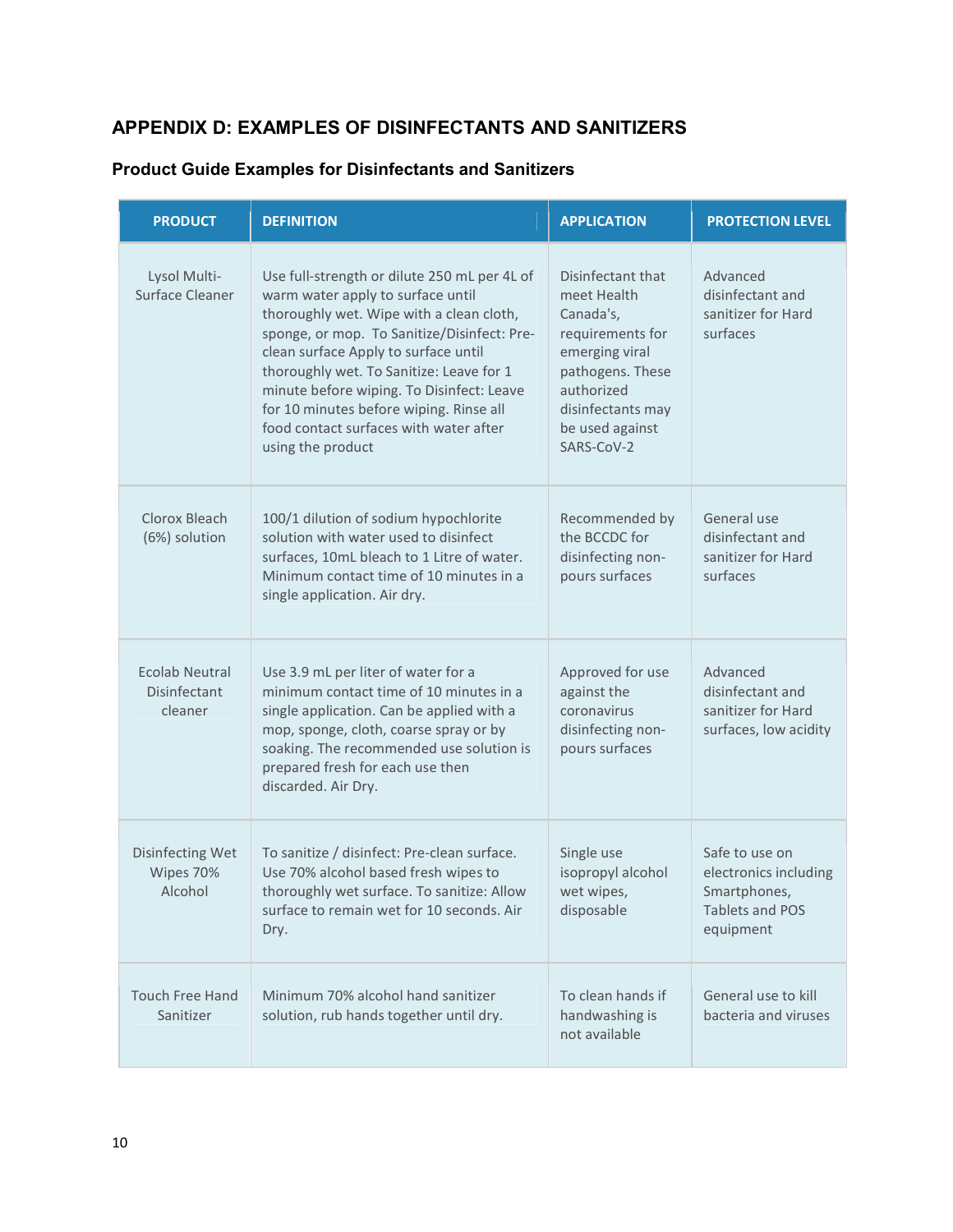## APPENDIX D: EXAMPLES OF DISINFECTANTS AND SANITIZERS

### Product Guide Examples for Disinfectants and Sanitizers

| PRODUCT | DEFINITION | APPLICATION | PROTECTION LEVEL |
|---|---|---|---|
| Lysol Multi-Surface Cleaner | Use full-strength or dilute 250 mL per 4L of warm water apply to surface until thoroughly wet. Wipe with a clean cloth, sponge, or mop. To Sanitize/Disinfect: Pre-clean surface Apply to surface until thoroughly wet. To Sanitize: Leave for 1 minute before wiping. To Disinfect: Leave for 10 minutes before wiping. Rinse all food contact surfaces with water after using the product | Disinfectant that meet Health Canada's, requirements for emerging viral pathogens. These authorized disinfectants may be used against SARS-CoV-2 | Advanced disinfectant and sanitizer for Hard surfaces |
| Clorox Bleach (6%) solution | 100/1 dilution of sodium hypochlorite solution with water used to disinfect surfaces, 10mL bleach to 1 Litre of water. Minimum contact time of 10 minutes in a single application. Air dry. | Recommended by the BCCDC for disinfecting non-pours surfaces | General use disinfectant and sanitizer for Hard surfaces |
| Ecolab Neutral Disinfectant cleaner | Use 3.9 mL per liter of water for a minimum contact time of 10 minutes in a single application. Can be applied with a mop, sponge, cloth, coarse spray or by soaking. The recommended use solution is prepared fresh for each use then discarded. Air Dry. | Approved for use against the coronavirus disinfecting non-pours surfaces | Advanced disinfectant and sanitizer for Hard surfaces, low acidity |
| Disinfecting Wet Wipes 70% Alcohol | To sanitize / disinfect: Pre-clean surface. Use 70% alcohol based fresh wipes to thoroughly wet surface. To sanitize: Allow surface to remain wet for 10 seconds. Air Dry. | Single use isopropyl alcohol wet wipes, disposable | Safe to use on electronics including Smartphones, Tablets and POS equipment |
| Touch Free Hand Sanitizer | Minimum 70% alcohol hand sanitizer solution, rub hands together until dry. | To clean hands if handwashing is not available | General use to kill bacteria and viruses |